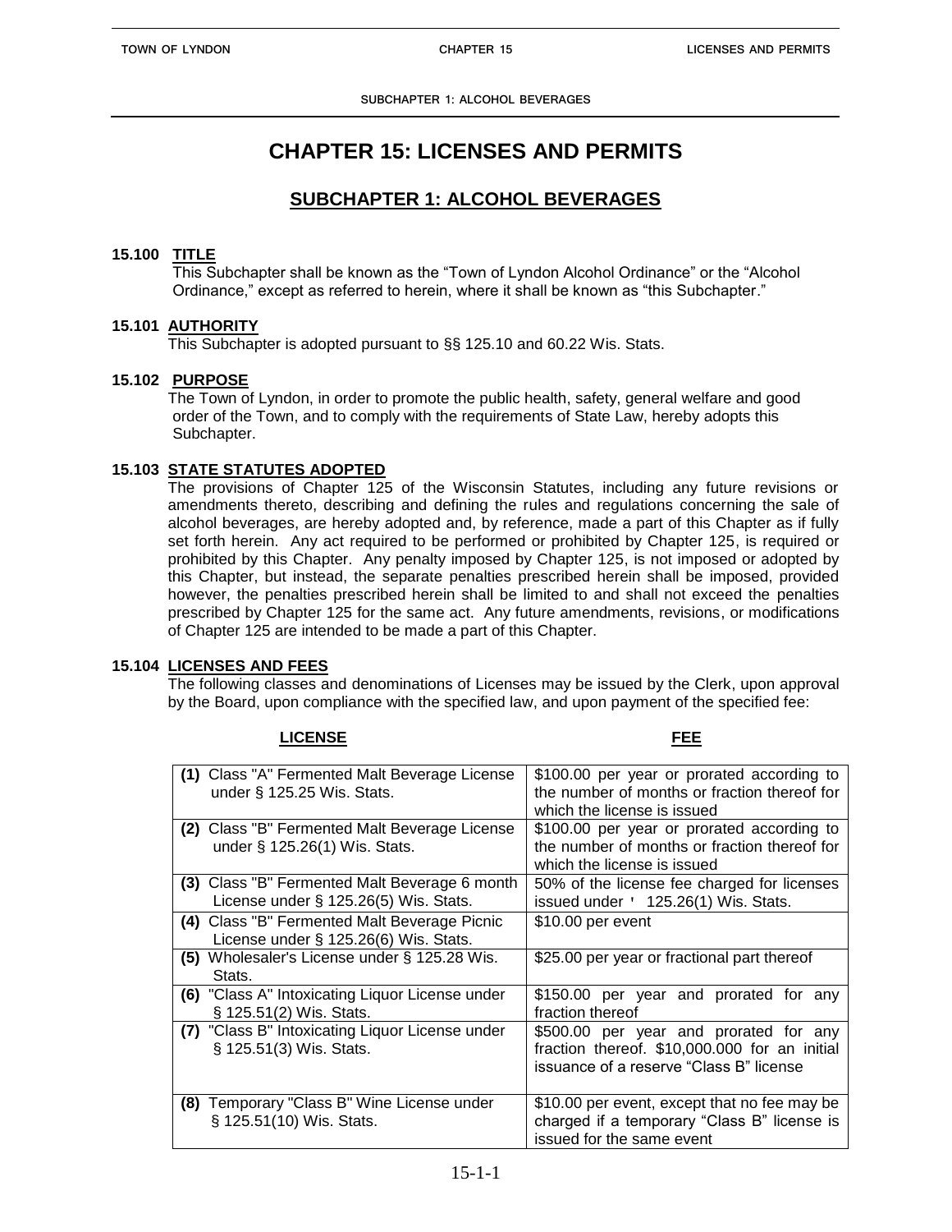# CHAPTER 15: LICENSES AND PERMITS

## SUBCHAPTER 1: ALCOHOL BEVERAGES

### 15.100 TITLE

This Subchapter shall be known as the "Town of Lyndon Alcohol Ordinance" or the "Alcohol Ordinance," except as referred to herein, where it shall be known as "this Subchapter."

### 15.101 AUTHORITY

This Subchapter is adopted pursuant to §§ 125.10 and 60.22 Wis. Stats.

### 15.102 PURPOSE

The Town of Lyndon, in order to promote the public health, safety, general welfare and good order of the Town, and to comply with the requirements of State Law, hereby adopts this Subchapter.

### 15.103 STATE STATUTES ADOPTED

The provisions of Chapter 125 of the Wisconsin Statutes, including any future revisions or amendments thereto, describing and defining the rules and regulations concerning the sale of alcohol beverages, are hereby adopted and, by reference, made a part of this Chapter as if fully set forth herein. Any act required to be performed or prohibited by Chapter 125, is required or prohibited by this Chapter. Any penalty imposed by Chapter 125, is not imposed or adopted by this Chapter, but instead, the separate penalties prescribed herein shall be imposed, provided however, the penalties prescribed herein shall be limited to and shall not exceed the penalties prescribed by Chapter 125 for the same act. Any future amendments, revisions, or modifications of Chapter 125 are intended to be made a part of this Chapter.

### 15.104 LICENSES AND FEES

The following classes and denominations of Licenses may be issued by the Clerk, upon approval by the Board, upon compliance with the specified law, and upon payment of the specified fee:

| LICENSE | FEE |
|---|---|
| **(1)** Class "A" Fermented Malt Beverage License under § 125.25 Wis. Stats. | $100.00 per year or prorated according to the number of months or fraction thereof for which the license is issued |
| **(2)** Class "B" Fermented Malt Beverage License under § 125.26(1) Wis. Stats. | $100.00 per year or prorated according to the number of months or fraction thereof for which the license is issued |
| **(3)** Class "B" Fermented Malt Beverage 6 month License under § 125.26(5) Wis. Stats. | 50% of the license fee charged for licenses issued under ' 125.26(1) Wis. Stats. |
| **(4)** Class "B" Fermented Malt Beverage Picnic License under § 125.26(6) Wis. Stats. | $10.00 per event |
| **(5)** Wholesaler's License under § 125.28 Wis. Stats. | $25.00 per year or fractional part thereof |
| **(6)** "Class A" Intoxicating Liquor License under § 125.51(2) Wis. Stats. | $150.00 per year and prorated for any fraction thereof |
| **(7)** "Class B" Intoxicating Liquor License under § 125.51(3) Wis. Stats. | $500.00 per year and prorated for any fraction thereof. $10,000.000 for an initial issuance of a reserve "Class B" license |
| **(8)** Temporary "Class B" Wine License under § 125.51(10) Wis. Stats. | $10.00 per event, except that no fee may be charged if a temporary "Class B" license is issued for the same event |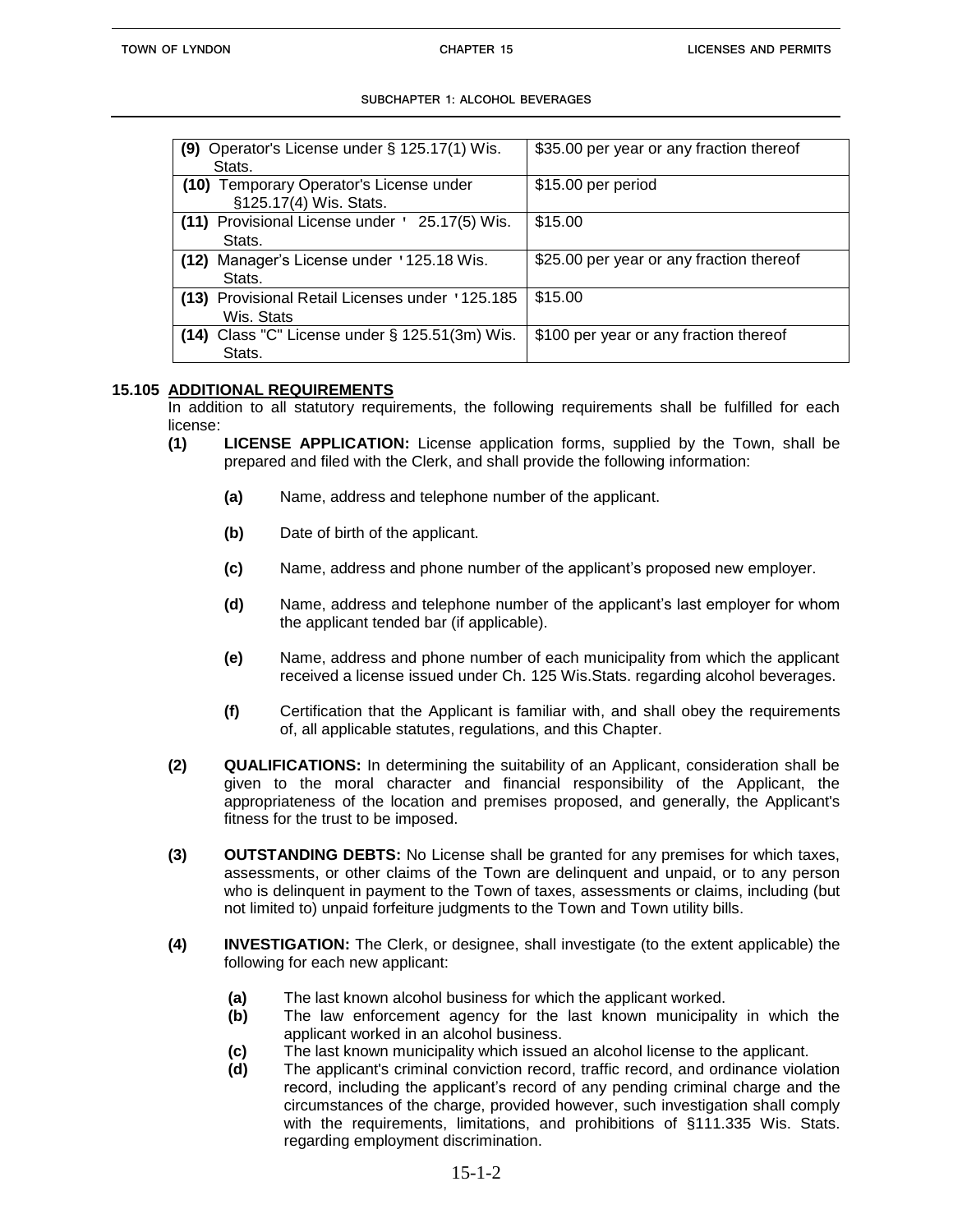| | |
|---|---|
| **(9)** Operator's License under § 125.17(1) Wis. Stats. | $35.00 per year or any fraction thereof |
| **(10)** Temporary Operator's License under §125.17(4) Wis. Stats. | $15.00 per period |
| **(11)** Provisional License under ' 25.17(5) Wis. Stats. | $15.00 |
| **(12)** Manager's License under '125.18 Wis. Stats. | $25.00 per year or any fraction thereof |
| **(13)** Provisional Retail Licenses under '125.185 Wis. Stats | $15.00 |
| **(14)** Class "C" License under § 125.51(3m) Wis. Stats. | $100 per year or any fraction thereof |

**15.105 ADDITIONAL REQUIREMENTS**

In addition to all statutory requirements, the following requirements shall be fulfilled for each license:

**(1)** **LICENSE APPLICATION:** License application forms, supplied by the Town, shall be prepared and filed with the Clerk, and shall provide the following information:

**(a)** Name, address and telephone number of the applicant.

**(b)** Date of birth of the applicant.

**(c)** Name, address and phone number of the applicant's proposed new employer.

**(d)** Name, address and telephone number of the applicant's last employer for whom the applicant tended bar (if applicable).

**(e)** Name, address and phone number of each municipality from which the applicant received a license issued under Ch. 125 Wis.Stats. regarding alcohol beverages.

**(f)** Certification that the Applicant is familiar with, and shall obey the requirements of, all applicable statutes, regulations, and this Chapter.

**(2)** **QUALIFICATIONS:** In determining the suitability of an Applicant, consideration shall be given to the moral character and financial responsibility of the Applicant, the appropriateness of the location and premises proposed, and generally, the Applicant's fitness for the trust to be imposed.

**(3)** **OUTSTANDING DEBTS:** No License shall be granted for any premises for which taxes, assessments, or other claims of the Town are delinquent and unpaid, or to any person who is delinquent in payment to the Town of taxes, assessments or claims, including (but not limited to) unpaid forfeiture judgments to the Town and Town utility bills.

**(4)** **INVESTIGATION:** The Clerk, or designee, shall investigate (to the extent applicable) the following for each new applicant:

**(a)** The last known alcohol business for which the applicant worked.
**(b)** The law enforcement agency for the last known municipality in which the applicant worked in an alcohol business.
**(c)** The last known municipality which issued an alcohol license to the applicant.
**(d)** The applicant's criminal conviction record, traffic record, and ordinance violation record, including the applicant's record of any pending criminal charge and the circumstances of the charge, provided however, such investigation shall comply with the requirements, limitations, and prohibitions of §111.335 Wis. Stats. regarding employment discrimination.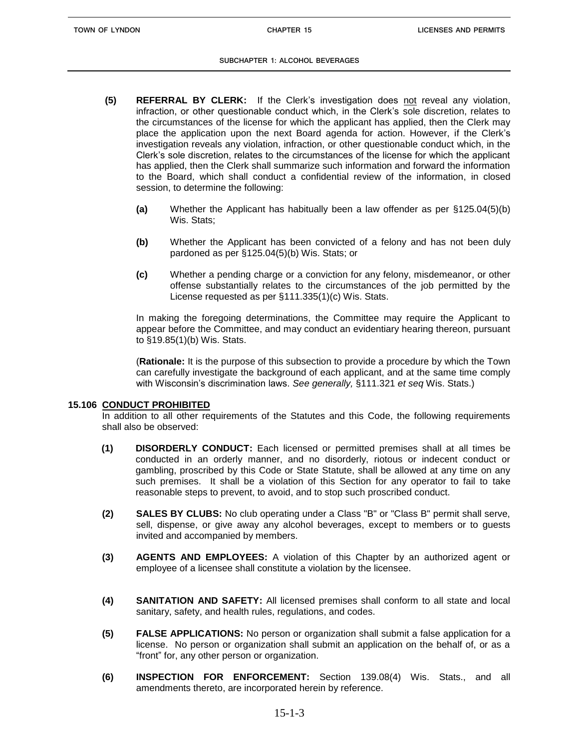**(5) REFERRAL BY CLERK:** If the Clerk's investigation does not reveal any violation, infraction, or other questionable conduct which, in the Clerk's sole discretion, relates to the circumstances of the license for which the applicant has applied, then the Clerk may place the application upon the next Board agenda for action. However, if the Clerk's investigation reveals any violation, infraction, or other questionable conduct which, in the Clerk's sole discretion, relates to the circumstances of the license for which the applicant has applied, then the Clerk shall summarize such information and forward the information to the Board, which shall conduct a confidential review of the information, in closed session, to determine the following:

- **(a)** Whether the Applicant has habitually been a law offender as per §125.04(5)(b) Wis. Stats;
- **(b)** Whether the Applicant has been convicted of a felony and has not been duly pardoned as per §125.04(5)(b) Wis. Stats; or
- **(c)** Whether a pending charge or a conviction for any felony, misdemeanor, or other offense substantially relates to the circumstances of the job permitted by the License requested as per §111.335(1)(c) Wis. Stats.

In making the foregoing determinations, the Committee may require the Applicant to appear before the Committee, and may conduct an evidentiary hearing thereon, pursuant to §19.85(1)(b) Wis. Stats.

(**Rationale:** It is the purpose of this subsection to provide a procedure by which the Town can carefully investigate the background of each applicant, and at the same time comply with Wisconsin's discrimination laws. *See generally,* §111.321 *et seq* Wis. Stats.)

## 15.106 CONDUCT PROHIBITED

In addition to all other requirements of the Statutes and this Code, the following requirements shall also be observed:

**(1) DISORDERLY CONDUCT:** Each licensed or permitted premises shall at all times be conducted in an orderly manner, and no disorderly, riotous or indecent conduct or gambling, proscribed by this Code or State Statute, shall be allowed at any time on any such premises. It shall be a violation of this Section for any operator to fail to take reasonable steps to prevent, to avoid, and to stop such proscribed conduct.

**(2) SALES BY CLUBS:** No club operating under a Class "B" or "Class B" permit shall serve, sell, dispense, or give away any alcohol beverages, except to members or to guests invited and accompanied by members.

**(3) AGENTS AND EMPLOYEES:** A violation of this Chapter by an authorized agent or employee of a licensee shall constitute a violation by the licensee.

**(4) SANITATION AND SAFETY:** All licensed premises shall conform to all state and local sanitary, safety, and health rules, regulations, and codes.

**(5) FALSE APPLICATIONS:** No person or organization shall submit a false application for a license. No person or organization shall submit an application on the behalf of, or as a "front" for, any other person or organization.

**(6) INSPECTION FOR ENFORCEMENT:** Section 139.08(4) Wis. Stats., and all amendments thereto, are incorporated herein by reference.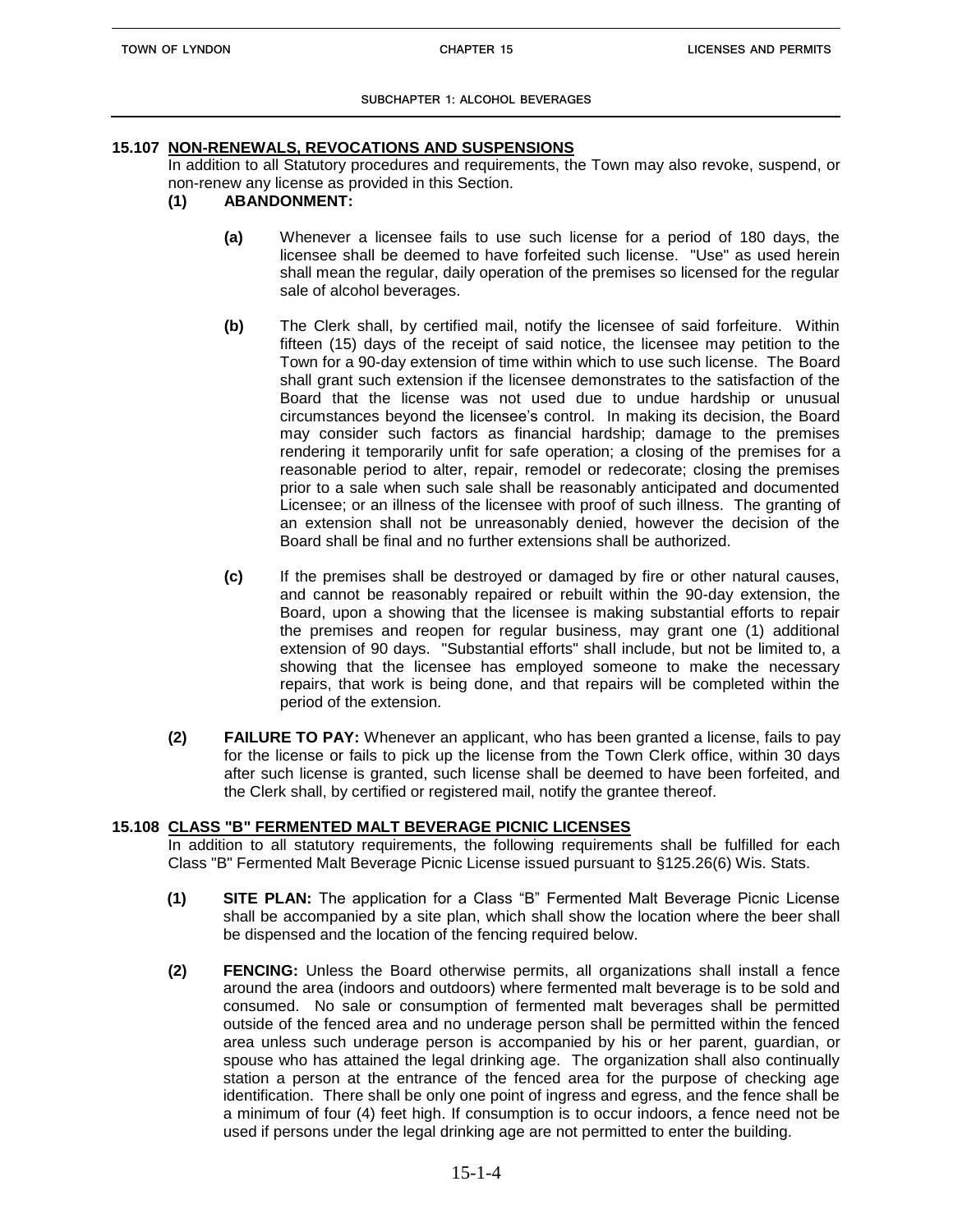## 15.107 NON-RENEWALS, REVOCATIONS AND SUSPENSIONS

In addition to all Statutory procedures and requirements, the Town may also revoke, suspend, or non-renew any license as provided in this Section.

**(1) ABANDONMENT:**

**(a)** Whenever a licensee fails to use such license for a period of 180 days, the licensee shall be deemed to have forfeited such license. "Use" as used herein shall mean the regular, daily operation of the premises so licensed for the regular sale of alcohol beverages.

**(b)** The Clerk shall, by certified mail, notify the licensee of said forfeiture. Within fifteen (15) days of the receipt of said notice, the licensee may petition to the Town for a 90-day extension of time within which to use such license. The Board shall grant such extension if the licensee demonstrates to the satisfaction of the Board that the license was not used due to undue hardship or unusual circumstances beyond the licensee's control. In making its decision, the Board may consider such factors as financial hardship; damage to the premises rendering it temporarily unfit for safe operation; a closing of the premises for a reasonable period to alter, repair, remodel or redecorate; closing the premises prior to a sale when such sale shall be reasonably anticipated and documented Licensee; or an illness of the licensee with proof of such illness. The granting of an extension shall not be unreasonably denied, however the decision of the Board shall be final and no further extensions shall be authorized.

**(c)** If the premises shall be destroyed or damaged by fire or other natural causes, and cannot be reasonably repaired or rebuilt within the 90-day extension, the Board, upon a showing that the licensee is making substantial efforts to repair the premises and reopen for regular business, may grant one (1) additional extension of 90 days. "Substantial efforts" shall include, but not be limited to, a showing that the licensee has employed someone to make the necessary repairs, that work is being done, and that repairs will be completed within the period of the extension.

**(2) FAILURE TO PAY:** Whenever an applicant, who has been granted a license, fails to pay for the license or fails to pick up the license from the Town Clerk office, within 30 days after such license is granted, such license shall be deemed to have been forfeited, and the Clerk shall, by certified or registered mail, notify the grantee thereof.

## 15.108 CLASS "B" FERMENTED MALT BEVERAGE PICNIC LICENSES

In addition to all statutory requirements, the following requirements shall be fulfilled for each Class "B" Fermented Malt Beverage Picnic License issued pursuant to §125.26(6) Wis. Stats.

**(1) SITE PLAN:** The application for a Class "B" Fermented Malt Beverage Picnic License shall be accompanied by a site plan, which shall show the location where the beer shall be dispensed and the location of the fencing required below.

**(2) FENCING:** Unless the Board otherwise permits, all organizations shall install a fence around the area (indoors and outdoors) where fermented malt beverage is to be sold and consumed. No sale or consumption of fermented malt beverages shall be permitted outside of the fenced area and no underage person shall be permitted within the fenced area unless such underage person is accompanied by his or her parent, guardian, or spouse who has attained the legal drinking age. The organization shall also continually station a person at the entrance of the fenced area for the purpose of checking age identification. There shall be only one point of ingress and egress, and the fence shall be a minimum of four (4) feet high. If consumption is to occur indoors, a fence need not be used if persons under the legal drinking age are not permitted to enter the building.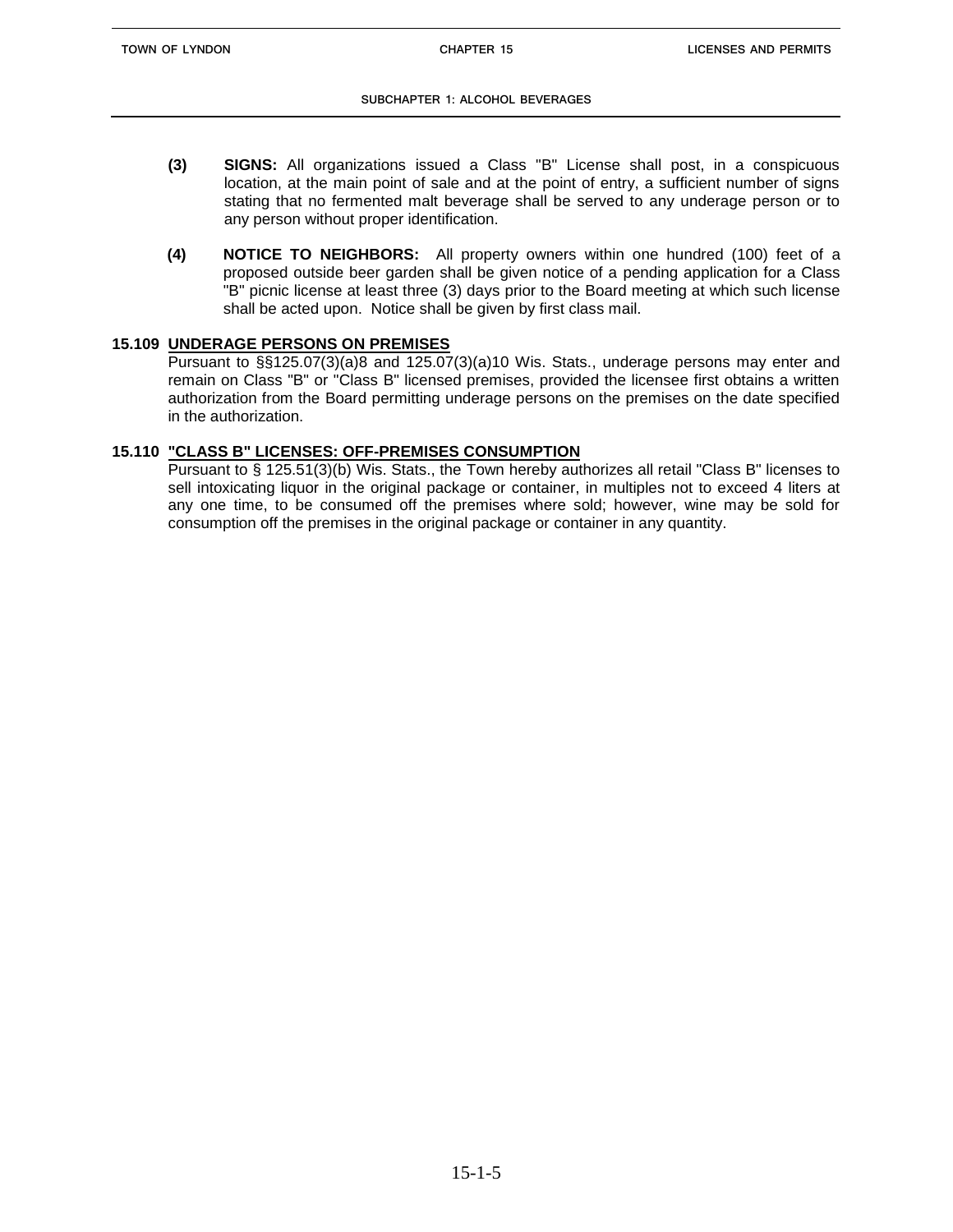**(3) SIGNS:** All organizations issued a Class "B" License shall post, in a conspicuous location, at the main point of sale and at the point of entry, a sufficient number of signs stating that no fermented malt beverage shall be served to any underage person or to any person without proper identification.

**(4) NOTICE TO NEIGHBORS:** All property owners within one hundred (100) feet of a proposed outside beer garden shall be given notice of a pending application for a Class "B" picnic license at least three (3) days prior to the Board meeting at which such license shall be acted upon. Notice shall be given by first class mail.

### 15.109 UNDERAGE PERSONS ON PREMISES

Pursuant to §§125.07(3)(a)8 and 125.07(3)(a)10 Wis. Stats., underage persons may enter and remain on Class "B" or "Class B" licensed premises, provided the licensee first obtains a written authorization from the Board permitting underage persons on the premises on the date specified in the authorization.

### 15.110 "CLASS B" LICENSES: OFF-PREMISES CONSUMPTION

Pursuant to § 125.51(3)(b) Wis. Stats., the Town hereby authorizes all retail "Class B" licenses to sell intoxicating liquor in the original package or container, in multiples not to exceed 4 liters at any one time, to be consumed off the premises where sold; however, wine may be sold for consumption off the premises in the original package or container in any quantity.